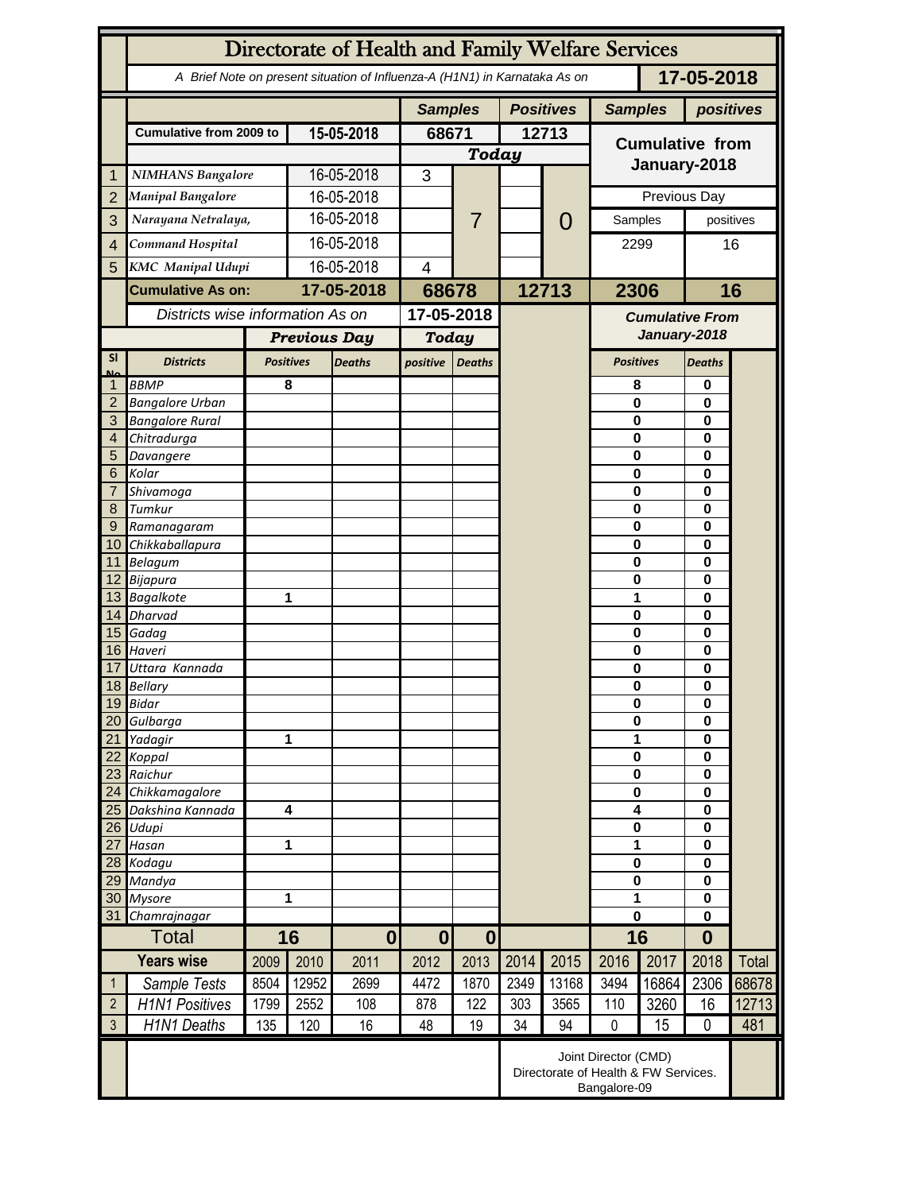# Directorate of Health and Family Welfare Services

A Brief Note on present situation of Influenza-A (H1N1) in Karnataka As on **17-05-2018**

| | | | Samples | | Positives | | Samples | positives |
|---|---|---|---|---|---|---|---|---|
| | Cumulative from 2009 to | 15-05-2018 | 68671 | | 12713 | | Cumulative from January-2018 | |
| | | | Today | | | | | |
| 1 | NIMHANS Bangalore | 16-05-2018 | 3 | 7 | | 0 | | |
| 2 | Manipal Bangalore | 16-05-2018 | | | | | Previous Day | |
| 3 | Narayana Netralaya, | 16-05-2018 | | | | | Samples | positives |
| 4 | Command Hospital | 16-05-2018 | | | | | 2299 | 16 |
| 5 | KMC Manipal Udupi | 16-05-2018 | 4 | | | | | |
| | **Cumulative As on:** | **17-05-2018** | **68678** | | **12713** | | **2306** | **16** |

Districts wise information As on **17-05-2018**

| Sl No | Districts | Previous Day Positives | Previous Day Deaths | Today positive | Today Deaths | Cumulative From January-2018 Positives | Cumulative From January-2018 Deaths |
|---|---|---|---|---|---|---|---|
| 1 | BBMP | 8 | | | | 8 | 0 |
| 2 | Bangalore Urban | | | | | 0 | 0 |
| 3 | Bangalore Rural | | | | | 0 | 0 |
| 4 | Chitradurga | | | | | 0 | 0 |
| 5 | Davangere | | | | | 0 | 0 |
| 6 | Kolar | | | | | 0 | 0 |
| 7 | Shivamoga | | | | | 0 | 0 |
| 8 | Tumkur | | | | | 0 | 0 |
| 9 | Ramanagaram | | | | | 0 | 0 |
| 10 | Chikkaballapura | | | | | 0 | 0 |
| 11 | Belagum | | | | | 0 | 0 |
| 12 | Bijapura | | | | | 0 | 0 |
| 13 | Bagalkote | 1 | | | | 1 | 0 |
| 14 | Dharvad | | | | | 0 | 0 |
| 15 | Gadag | | | | | 0 | 0 |
| 16 | Haveri | | | | | 0 | 0 |
| 17 | Uttara Kannada | | | | | 0 | 0 |
| 18 | Bellary | | | | | 0 | 0 |
| 19 | Bidar | | | | | 0 | 0 |
| 20 | Gulbarga | | | | | 0 | 0 |
| 21 | Yadagir | 1 | | | | 1 | 0 |
| 22 | Koppal | | | | | 0 | 0 |
| 23 | Raichur | | | | | 0 | 0 |
| 24 | Chikkamagalore | | | | | 0 | 0 |
| 25 | Dakshina Kannada | 4 | | | | 4 | 0 |
| 26 | Udupi | | | | | 0 | 0 |
| 27 | Hasan | 1 | | | | 1 | 0 |
| 28 | Kodagu | | | | | 0 | 0 |
| 29 | Mandya | | | | | 0 | 0 |
| 30 | Mysore | 1 | | | | 1 | 0 |
| 31 | Chamrajnagar | | | | | 0 | 0 |
| | **Total** | **16** | **0** | **0** | **0** | **16** | **0** |

| | Years wise | 2009 | 2010 | 2011 | 2012 | 2013 | 2014 | 2015 | 2016 | 2017 | 2018 | Total |
|---|---|---|---|---|---|---|---|---|---|---|---|---|
| 1 | Sample Tests | 8504 | 12952 | 2699 | 4472 | 1870 | 2349 | 13168 | 3494 | 16864 | 2306 | 68678 |
| 2 | H1N1 Positives | 1799 | 2552 | 108 | 878 | 122 | 303 | 3565 | 110 | 3260 | 16 | 12713 |
| 3 | H1N1 Deaths | 135 | 120 | 16 | 48 | 19 | 34 | 94 | 0 | 15 | 0 | 481 |

Joint Director (CMD)
Directorate of Health & FW Services.
Bangalore-09